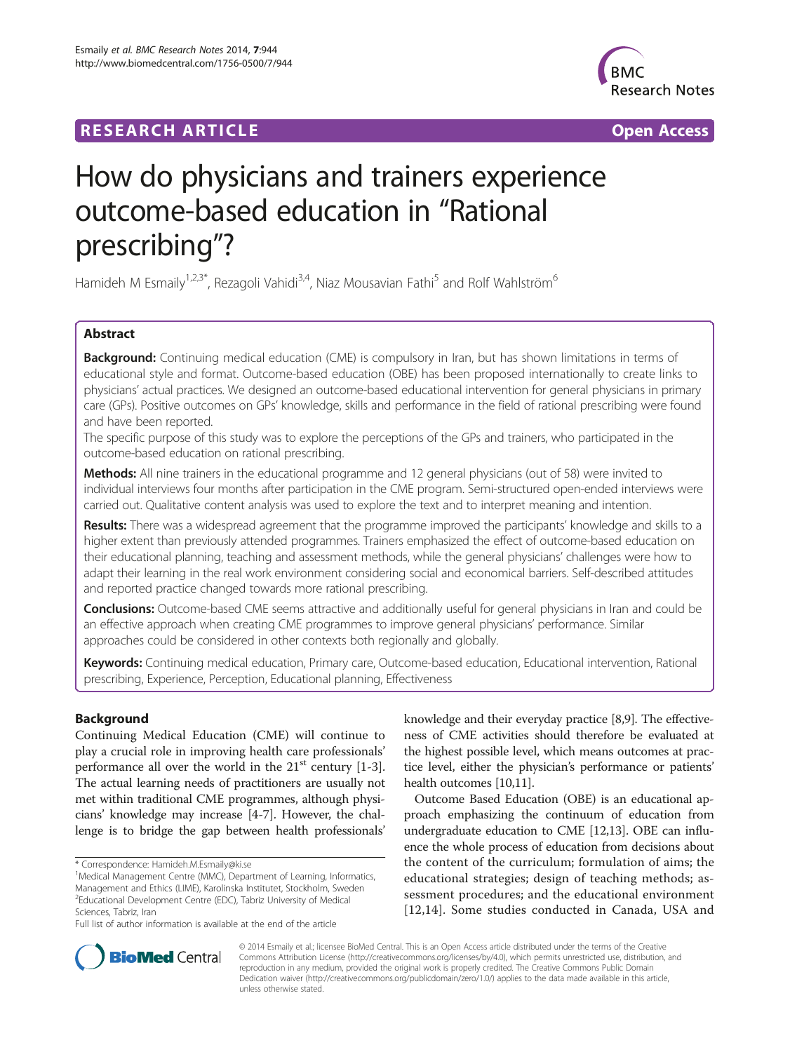**RESEARCH ARTICLE** **Open Access**

# How do physicians and trainers experience outcome-based education in "Rational prescribing"?

Hamideh M Esmaily[1,2,3*], Rezagoli Vahidi[3,4], Niaz Mousavian Fathi[5] and Rolf Wahlström[6]

## Abstract

**Background:** Continuing medical education (CME) is compulsory in Iran, but has shown limitations in terms of educational style and format. Outcome-based education (OBE) has been proposed internationally to create links to physicians' actual practices. We designed an outcome-based educational intervention for general physicians in primary care (GPs). Positive outcomes on GPs' knowledge, skills and performance in the field of rational prescribing were found and have been reported.

The specific purpose of this study was to explore the perceptions of the GPs and trainers, who participated in the outcome-based education on rational prescribing.

**Methods:** All nine trainers in the educational programme and 12 general physicians (out of 58) were invited to individual interviews four months after participation in the CME program. Semi-structured open-ended interviews were carried out. Qualitative content analysis was used to explore the text and to interpret meaning and intention.

**Results:** There was a widespread agreement that the programme improved the participants' knowledge and skills to a higher extent than previously attended programmes. Trainers emphasized the effect of outcome-based education on their educational planning, teaching and assessment methods, while the general physicians' challenges were how to adapt their learning in the real work environment considering social and economical barriers. Self-described attitudes and reported practice changed towards more rational prescribing.

**Conclusions:** Outcome-based CME seems attractive and additionally useful for general physicians in Iran and could be an effective approach when creating CME programmes to improve general physicians' performance. Similar approaches could be considered in other contexts both regionally and globally.

**Keywords:** Continuing medical education, Primary care, Outcome-based education, Educational intervention, Rational prescribing, Experience, Perception, Educational planning, Effectiveness

## Background

Continuing Medical Education (CME) will continue to play a crucial role in improving health care professionals' performance all over the world in the 21$^{st}$ century [1-3]. The actual learning needs of practitioners are usually not met within traditional CME programmes, although physicians' knowledge may increase [4-7]. However, the challenge is to bridge the gap between health professionals' knowledge and their everyday practice [8,9]. The effectiveness of CME activities should therefore be evaluated at the highest possible level, which means outcomes at practice level, either the physician's performance or patients' health outcomes [10,11].

Outcome Based Education (OBE) is an educational approach emphasizing the continuum of education from undergraduate education to CME [12,13]. OBE can influence the whole process of education from decisions about the content of the curriculum; formulation of aims; the educational strategies; design of teaching methods; assessment procedures; and the educational environment [12,14]. Some studies conducted in Canada, USA and

\* Correspondence: Hamideh.M.Esmaily@ki.se
[1]Medical Management Centre (MMC), Department of Learning, Informatics, Management and Ethics (LIME), Karolinska Institutet, Stockholm, Sweden
[2]Educational Development Centre (EDC), Tabriz University of Medical Sciences, Tabriz, Iran
Full list of author information is available at the end of the article

© 2014 Esmaily et al.; licensee BioMed Central. This is an Open Access article distributed under the terms of the Creative Commons Attribution License (http://creativecommons.org/licenses/by/4.0), which permits unrestricted use, distribution, and reproduction in any medium, provided the original work is properly credited. The Creative Commons Public Domain Dedication waiver (http://creativecommons.org/publicdomain/zero/1.0/) applies to the data made available in this article, unless otherwise stated.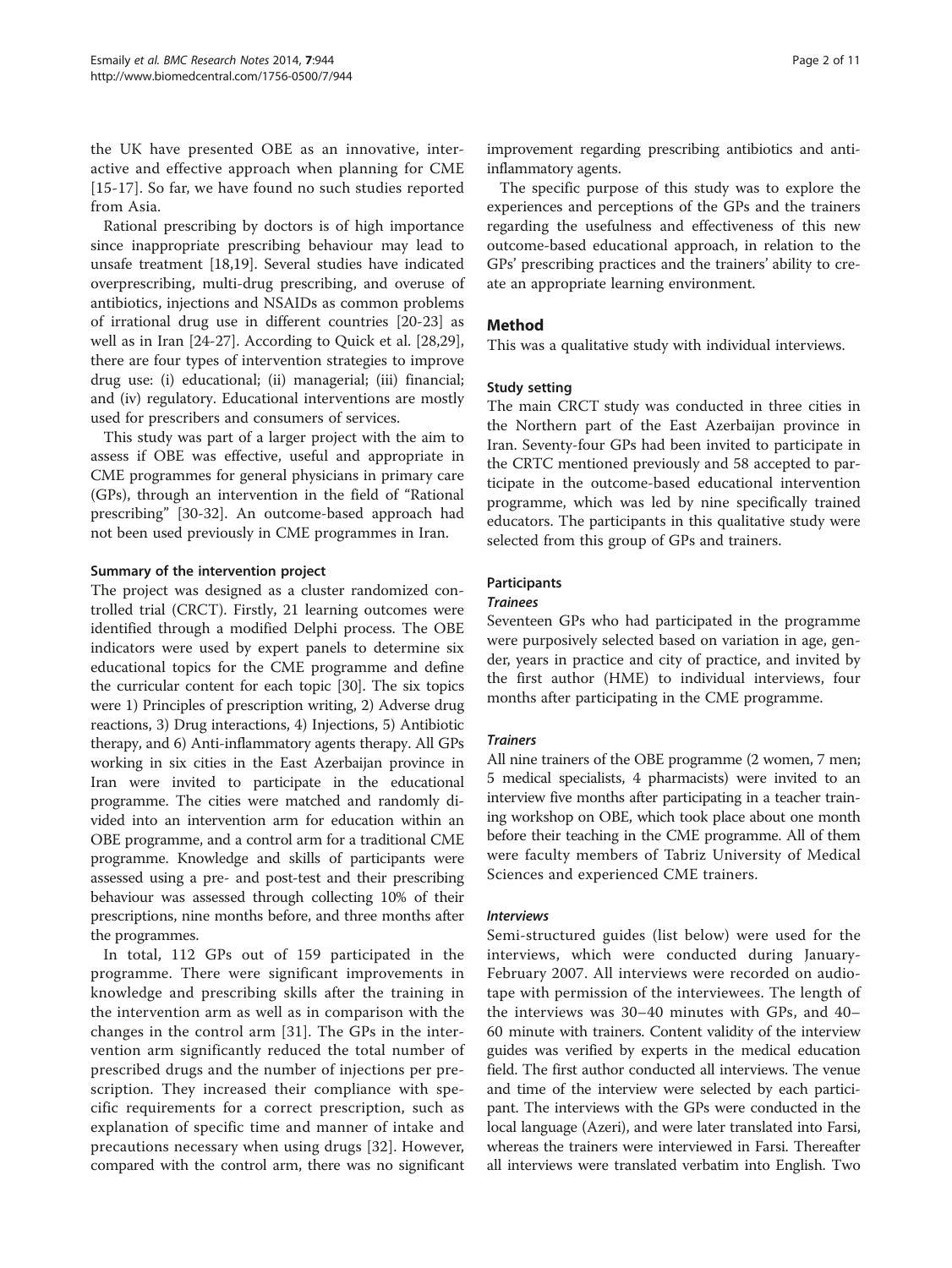the UK have presented OBE as an innovative, interactive and effective approach when planning for CME [15-17]. So far, we have found no such studies reported from Asia.

Rational prescribing by doctors is of high importance since inappropriate prescribing behaviour may lead to unsafe treatment [18,19]. Several studies have indicated overprescribing, multi-drug prescribing, and overuse of antibiotics, injections and NSAIDs as common problems of irrational drug use in different countries [20-23] as well as in Iran [24-27]. According to Quick et al. [28,29], there are four types of intervention strategies to improve drug use: (i) educational; (ii) managerial; (iii) financial; and (iv) regulatory. Educational interventions are mostly used for prescribers and consumers of services.

This study was part of a larger project with the aim to assess if OBE was effective, useful and appropriate in CME programmes for general physicians in primary care (GPs), through an intervention in the field of "Rational prescribing" [30-32]. An outcome-based approach had not been used previously in CME programmes in Iran.

### Summary of the intervention project

The project was designed as a cluster randomized controlled trial (CRCT). Firstly, 21 learning outcomes were identified through a modified Delphi process. The OBE indicators were used by expert panels to determine six educational topics for the CME programme and define the curricular content for each topic [30]. The six topics were 1) Principles of prescription writing, 2) Adverse drug reactions, 3) Drug interactions, 4) Injections, 5) Antibiotic therapy, and 6) Anti-inflammatory agents therapy. All GPs working in six cities in the East Azerbaijan province in Iran were invited to participate in the educational programme. The cities were matched and randomly divided into an intervention arm for education within an OBE programme, and a control arm for a traditional CME programme. Knowledge and skills of participants were assessed using a pre- and post-test and their prescribing behaviour was assessed through collecting 10% of their prescriptions, nine months before, and three months after the programmes.

In total, 112 GPs out of 159 participated in the programme. There were significant improvements in knowledge and prescribing skills after the training in the intervention arm as well as in comparison with the changes in the control arm [31]. The GPs in the intervention arm significantly reduced the total number of prescribed drugs and the number of injections per prescription. They increased their compliance with specific requirements for a correct prescription, such as explanation of specific time and manner of intake and precautions necessary when using drugs [32]. However, compared with the control arm, there was no significant improvement regarding prescribing antibiotics and anti-inflammatory agents.

The specific purpose of this study was to explore the experiences and perceptions of the GPs and the trainers regarding the usefulness and effectiveness of this new outcome-based educational approach, in relation to the GPs' prescribing practices and the trainers' ability to create an appropriate learning environment.

## Method

This was a qualitative study with individual interviews.

### Study setting

The main CRCT study was conducted in three cities in the Northern part of the East Azerbaijan province in Iran. Seventy-four GPs had been invited to participate in the CRTC mentioned previously and 58 accepted to participate in the outcome-based educational intervention programme, which was led by nine specifically trained educators. The participants in this qualitative study were selected from this group of GPs and trainers.

### Participants

#### *Trainees*

Seventeen GPs who had participated in the programme were purposively selected based on variation in age, gender, years in practice and city of practice, and invited by the first author (HME) to individual interviews, four months after participating in the CME programme.

#### *Trainers*

All nine trainers of the OBE programme (2 women, 7 men; 5 medical specialists, 4 pharmacists) were invited to an interview five months after participating in a teacher training workshop on OBE, which took place about one month before their teaching in the CME programme. All of them were faculty members of Tabriz University of Medical Sciences and experienced CME trainers.

#### *Interviews*

Semi-structured guides (list below) were used for the interviews, which were conducted during January-February 2007. All interviews were recorded on audiotape with permission of the interviewees. The length of the interviews was 30–40 minutes with GPs, and 40–60 minute with trainers. Content validity of the interview guides was verified by experts in the medical education field. The first author conducted all interviews. The venue and time of the interview were selected by each participant. The interviews with the GPs were conducted in the local language (Azeri), and were later translated into Farsi, whereas the trainers were interviewed in Farsi. Thereafter all interviews were translated verbatim into English. Two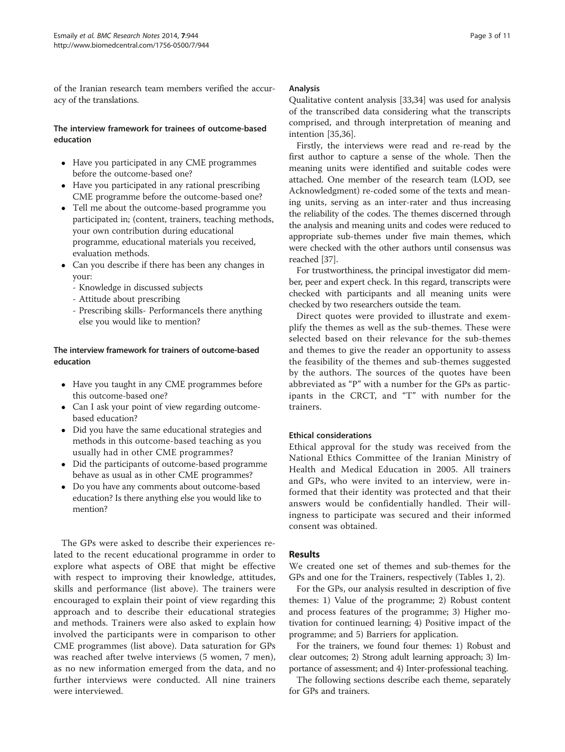of the Iranian research team members verified the accuracy of the translations.

### The interview framework for trainees of outcome-based education

- Have you participated in any CME programmes before the outcome-based one?
- Have you participated in any rational prescribing CME programme before the outcome-based one?
- Tell me about the outcome-based programme you participated in; (content, trainers, teaching methods, your own contribution during educational programme, educational materials you received, evaluation methods.
- Can you describe if there has been any changes in your:
  - Knowledge in discussed subjects
  - Attitude about prescribing
  - Prescribing skills- PerformanceIs there anything else you would like to mention?

### The interview framework for trainers of outcome-based education

- Have you taught in any CME programmes before this outcome-based one?
- Can I ask your point of view regarding outcome-based education?
- Did you have the same educational strategies and methods in this outcome-based teaching as you usually had in other CME programmes?
- Did the participants of outcome-based programme behave as usual as in other CME programmes?
- Do you have any comments about outcome-based education? Is there anything else you would like to mention?

The GPs were asked to describe their experiences related to the recent educational programme in order to explore what aspects of OBE that might be effective with respect to improving their knowledge, attitudes, skills and performance (list above). The trainers were encouraged to explain their point of view regarding this approach and to describe their educational strategies and methods. Trainers were also asked to explain how involved the participants were in comparison to other CME programmes (list above). Data saturation for GPs was reached after twelve interviews (5 women, 7 men), as no new information emerged from the data, and no further interviews were conducted. All nine trainers were interviewed.

### Analysis

Qualitative content analysis [33,34] was used for analysis of the transcribed data considering what the transcripts comprised, and through interpretation of meaning and intention [35,36].

Firstly, the interviews were read and re-read by the first author to capture a sense of the whole. Then the meaning units were identified and suitable codes were attached. One member of the research team (LOD, see Acknowledgment) re-coded some of the texts and meaning units, serving as an inter-rater and thus increasing the reliability of the codes. The themes discerned through the analysis and meaning units and codes were reduced to appropriate sub-themes under five main themes, which were checked with the other authors until consensus was reached [37].

For trustworthiness, the principal investigator did member, peer and expert check. In this regard, transcripts were checked with participants and all meaning units were checked by two researchers outside the team.

Direct quotes were provided to illustrate and exemplify the themes as well as the sub-themes. These were selected based on their relevance for the sub-themes and themes to give the reader an opportunity to assess the feasibility of the themes and sub-themes suggested by the authors. The sources of the quotes have been abbreviated as "P" with a number for the GPs as participants in the CRCT, and "T" with number for the trainers.

### Ethical considerations

Ethical approval for the study was received from the National Ethics Committee of the Iranian Ministry of Health and Medical Education in 2005. All trainers and GPs, who were invited to an interview, were informed that their identity was protected and that their answers would be confidentially handled. Their willingness to participate was secured and their informed consent was obtained.

## Results

We created one set of themes and sub-themes for the GPs and one for the Trainers, respectively (Tables 1, 2).

For the GPs, our analysis resulted in description of five themes: 1) Value of the programme; 2) Robust content and process features of the programme; 3) Higher motivation for continued learning; 4) Positive impact of the programme; and 5) Barriers for application.

For the trainers, we found four themes: 1) Robust and clear outcomes; 2) Strong adult learning approach; 3) Importance of assessment; and 4) Inter-professional teaching.

The following sections describe each theme, separately for GPs and trainers.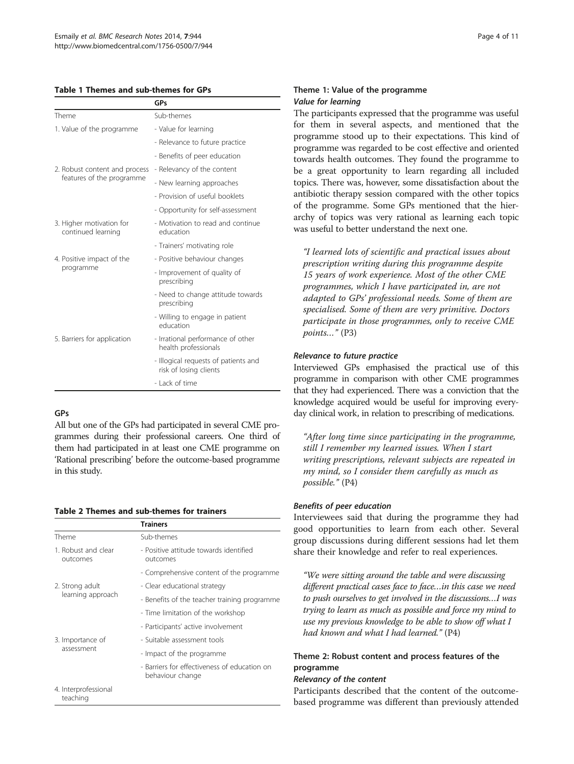**Table 1 Themes and sub-themes for GPs**

| | GPs |
|---|---|
| Theme | Sub-themes |
| 1. Value of the programme | - Value for learning |
| | - Relevance to future practice |
| | - Benefits of peer education |
| 2. Robust content and process features of the programme | - Relevancy of the content |
| | - New learning approaches |
| | - Provision of useful booklets |
| | - Opportunity for self-assessment |
| 3. Higher motivation for continued learning | - Motivation to read and continue education |
| | - Trainers' motivating role |
| 4. Positive impact of the programme | - Positive behaviour changes |
| | - Improvement of quality of prescribing |
| | - Need to change attitude towards prescribing |
| | - Willing to engage in patient education |
| 5. Barriers for application | - Irrational performance of other health professionals |
| | - Illogical requests of patients and risk of losing clients |
| | - Lack of time |

### GPs

All but one of the GPs had participated in several CME programmes during their professional careers. One third of them had participated in at least one CME programme on 'Rational prescribing' before the outcome-based programme in this study.

**Table 2 Themes and sub-themes for trainers**

| | Trainers |
|---|---|
| Theme | Sub-themes |
| 1. Robust and clear outcomes | - Positive attitude towards identified outcomes |
| | - Comprehensive content of the programme |
| 2. Strong adult learning approach | - Clear educational strategy |
| | - Benefits of the teacher training programme |
| | - Time limitation of the workshop |
| | - Participants' active involvement |
| 3. Importance of assessment | - Suitable assessment tools |
| | - Impact of the programme |
| | - Barriers for effectiveness of education on behaviour change |
| 4. Interprofessional teaching | |

### Theme 1: Value of the programme

#### *Value for learning*

The participants expressed that the programme was useful for them in several aspects, and mentioned that the programme stood up to their expectations. This kind of programme was regarded to be cost effective and oriented towards health outcomes. They found the programme to be a great opportunity to learn regarding all included topics. There was, however, some dissatisfaction about the antibiotic therapy session compared with the other topics of the programme. Some GPs mentioned that the hierarchy of topics was very rational as learning each topic was useful to better understand the next one.

> *"I learned lots of scientific and practical issues about prescription writing during this programme despite 15 years of work experience. Most of the other CME programmes, which I have participated in, are not adapted to GPs' professional needs. Some of them are specialised. Some of them are very primitive. Doctors participate in those programmes, only to receive CME points…"* (P3)

#### *Relevance to future practice*

Interviewed GPs emphasised the practical use of this programme in comparison with other CME programmes that they had experienced. There was a conviction that the knowledge acquired would be useful for improving everyday clinical work, in relation to prescribing of medications.

> *"After long time since participating in the programme, still I remember my learned issues. When I start writing prescriptions, relevant subjects are repeated in my mind, so I consider them carefully as much as possible."* (P4)

#### *Benefits of peer education*

Interviewees said that during the programme they had good opportunities to learn from each other. Several group discussions during different sessions had let them share their knowledge and refer to real experiences.

> *"We were sitting around the table and were discussing different practical cases face to face…in this case we need to push ourselves to get involved in the discussions…I was trying to learn as much as possible and force my mind to use my previous knowledge to be able to show off what I had known and what I had learned."* (P4)

### Theme 2: Robust content and process features of the programme

#### *Relevancy of the content*

Participants described that the content of the outcome-based programme was different than previously attended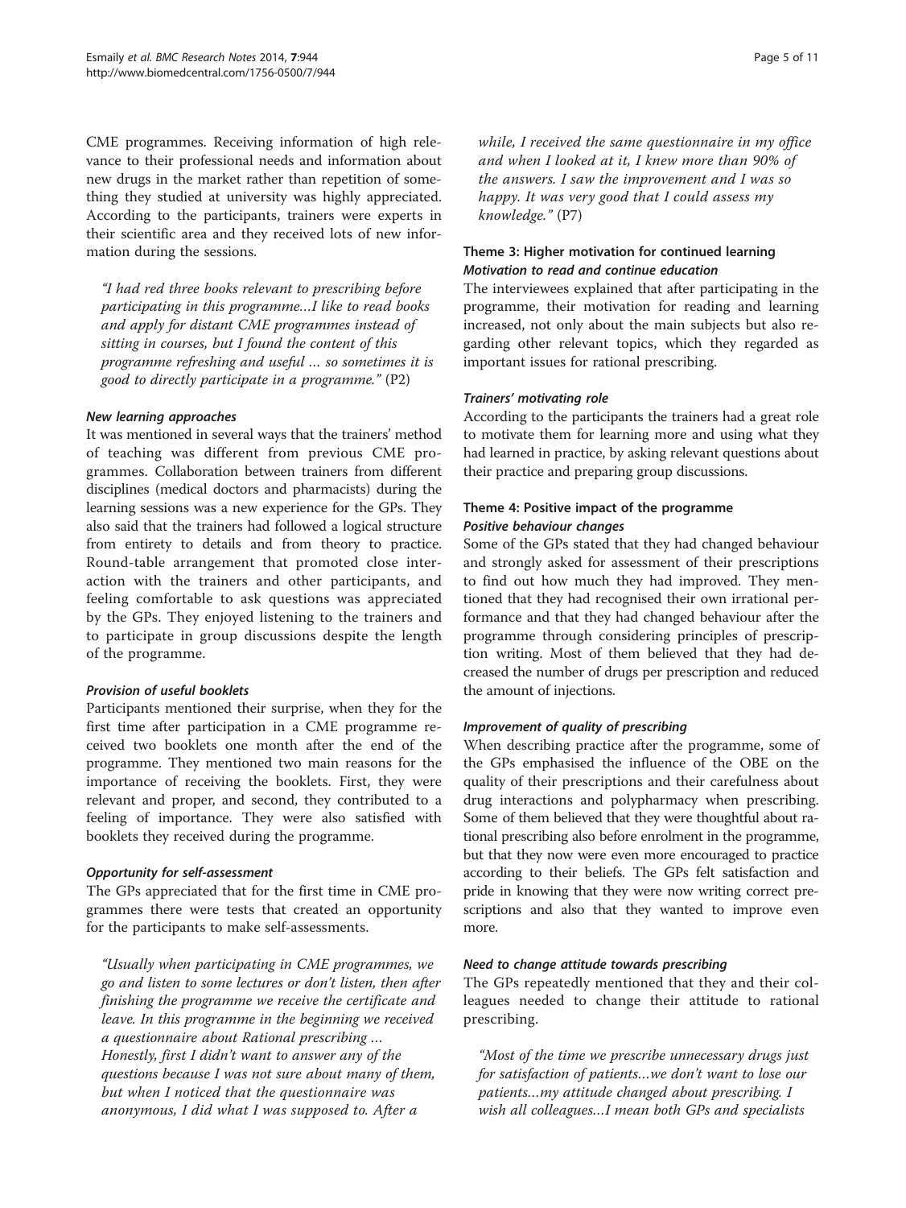CME programmes. Receiving information of high relevance to their professional needs and information about new drugs in the market rather than repetition of something they studied at university was highly appreciated. According to the participants, trainers were experts in their scientific area and they received lots of new information during the sessions.

> *"I had red three books relevant to prescribing before participating in this programme…I like to read books and apply for distant CME programmes instead of sitting in courses, but I found the content of this programme refreshing and useful … so sometimes it is good to directly participate in a programme."* (P2)

#### *New learning approaches*

It was mentioned in several ways that the trainers' method of teaching was different from previous CME programmes. Collaboration between trainers from different disciplines (medical doctors and pharmacists) during the learning sessions was a new experience for the GPs. They also said that the trainers had followed a logical structure from entirety to details and from theory to practice. Round-table arrangement that promoted close interaction with the trainers and other participants, and feeling comfortable to ask questions was appreciated by the GPs. They enjoyed listening to the trainers and to participate in group discussions despite the length of the programme.

#### *Provision of useful booklets*

Participants mentioned their surprise, when they for the first time after participation in a CME programme received two booklets one month after the end of the programme. They mentioned two main reasons for the importance of receiving the booklets. First, they were relevant and proper, and second, they contributed to a feeling of importance. They were also satisfied with booklets they received during the programme.

#### *Opportunity for self-assessment*

The GPs appreciated that for the first time in CME programmes there were tests that created an opportunity for the participants to make self-assessments.

> *"Usually when participating in CME programmes, we go and listen to some lectures or don't listen, then after finishing the programme we receive the certificate and leave. In this programme in the beginning we received a questionnaire about Rational prescribing … Honestly, first I didn't want to answer any of the questions because I was not sure about many of them, but when I noticed that the questionnaire was anonymous, I did what I was supposed to. After a while, I received the same questionnaire in my office and when I looked at it, I knew more than 90% of the answers. I saw the improvement and I was so happy. It was very good that I could assess my knowledge."* (P7)

### Theme 3: Higher motivation for continued learning

#### *Motivation to read and continue education*

The interviewees explained that after participating in the programme, their motivation for reading and learning increased, not only about the main subjects but also regarding other relevant topics, which they regarded as important issues for rational prescribing.

#### *Trainers' motivating role*

According to the participants the trainers had a great role to motivate them for learning more and using what they had learned in practice, by asking relevant questions about their practice and preparing group discussions.

### Theme 4: Positive impact of the programme

#### *Positive behaviour changes*

Some of the GPs stated that they had changed behaviour and strongly asked for assessment of their prescriptions to find out how much they had improved. They mentioned that they had recognised their own irrational performance and that they had changed behaviour after the programme through considering principles of prescription writing. Most of them believed that they had decreased the number of drugs per prescription and reduced the amount of injections.

#### *Improvement of quality of prescribing*

When describing practice after the programme, some of the GPs emphasised the influence of the OBE on the quality of their prescriptions and their carefulness about drug interactions and polypharmacy when prescribing. Some of them believed that they were thoughtful about rational prescribing also before enrolment in the programme, but that they now were even more encouraged to practice according to their beliefs. The GPs felt satisfaction and pride in knowing that they were now writing correct prescriptions and also that they wanted to improve even more.

#### *Need to change attitude towards prescribing*

The GPs repeatedly mentioned that they and their colleagues needed to change their attitude to rational prescribing.

> *"Most of the time we prescribe unnecessary drugs just for satisfaction of patients…we don't want to lose our patients…my attitude changed about prescribing. I wish all colleagues…I mean both GPs and specialists*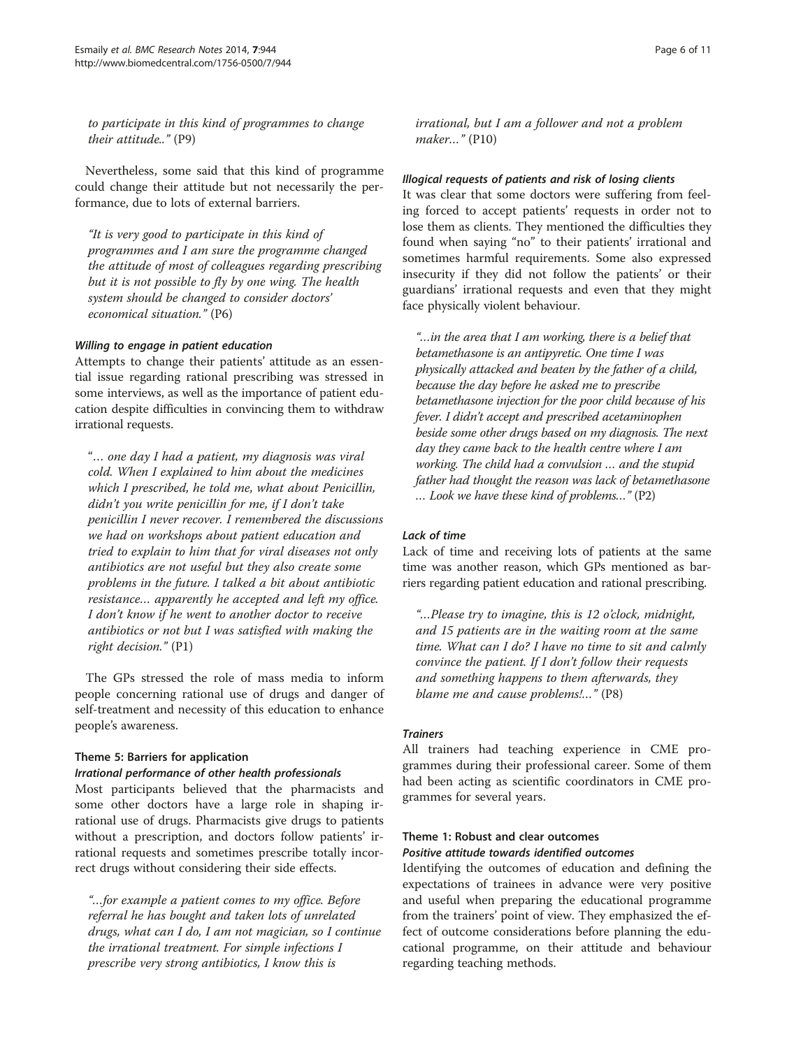*to participate in this kind of programmes to change their attitude.." (P9)*

Nevertheless, some said that this kind of programme could change their attitude but not necessarily the performance, due to lots of external barriers.

> *"It is very good to participate in this kind of programmes and I am sure the programme changed the attitude of most of colleagues regarding prescribing but it is not possible to fly by one wing. The health system should be changed to consider doctors' economical situation."* (P6)

#### *Willing to engage in patient education*

Attempts to change their patients' attitude as an essential issue regarding rational prescribing was stressed in some interviews, as well as the importance of patient education despite difficulties in convincing them to withdraw irrational requests.

> *"... one day I had a patient, my diagnosis was viral cold. When I explained to him about the medicines which I prescribed, he told me, what about Penicillin, didn't you write penicillin for me, if I don't take penicillin I never recover. I remembered the discussions we had on workshops about patient education and tried to explain to him that for viral diseases not only antibiotics are not useful but they also create some problems in the future. I talked a bit about antibiotic resistance... apparently he accepted and left my office. I don't know if he went to another doctor to receive antibiotics or not but I was satisfied with making the right decision."* (P1)

The GPs stressed the role of mass media to inform people concerning rational use of drugs and danger of self-treatment and necessity of this education to enhance people's awareness.

### Theme 5: Barriers for application

#### *Irrational performance of other health professionals*

Most participants believed that the pharmacists and some other doctors have a large role in shaping irrational use of drugs. Pharmacists give drugs to patients without a prescription, and doctors follow patients' irrational requests and sometimes prescribe totally incorrect drugs without considering their side effects.

> *"...for example a patient comes to my office. Before referral he has bought and taken lots of unrelated drugs, what can I do, I am not magician, so I continue the irrational treatment. For simple infections I prescribe very strong antibiotics, I know this is irrational, but I am a follower and not a problem maker..."* (P10)

#### *Illogical requests of patients and risk of losing clients*

It was clear that some doctors were suffering from feeling forced to accept patients' requests in order not to lose them as clients. They mentioned the difficulties they found when saying "no" to their patients' irrational and sometimes harmful requirements. Some also expressed insecurity if they did not follow the patients' or their guardians' irrational requests and even that they might face physically violent behaviour.

> *"...in the area that I am working, there is a belief that betamethasone is an antipyretic. One time I was physically attacked and beaten by the father of a child, because the day before he asked me to prescribe betamethasone injection for the poor child because of his fever. I didn't accept and prescribed acetaminophen beside some other drugs based on my diagnosis. The next day they came back to the health centre where I am working. The child had a convulsion ... and the stupid father had thought the reason was lack of betamethasone ... Look we have these kind of problems..."* (P2)

#### *Lack of time*

Lack of time and receiving lots of patients at the same time was another reason, which GPs mentioned as barriers regarding patient education and rational prescribing.

> *"...Please try to imagine, this is 12 o'clock, midnight, and 15 patients are in the waiting room at the same time. What can I do? I have no time to sit and calmly convince the patient. If I don't follow their requests and something happens to them afterwards, they blame me and cause problems!..."* (P8)

#### *Trainers*

All trainers had teaching experience in CME programmes during their professional career. Some of them had been acting as scientific coordinators in CME programmes for several years.

### Theme 1: Robust and clear outcomes

#### *Positive attitude towards identified outcomes*

Identifying the outcomes of education and defining the expectations of trainees in advance were very positive and useful when preparing the educational programme from the trainers' point of view. They emphasized the effect of outcome considerations before planning the educational programme, on their attitude and behaviour regarding teaching methods.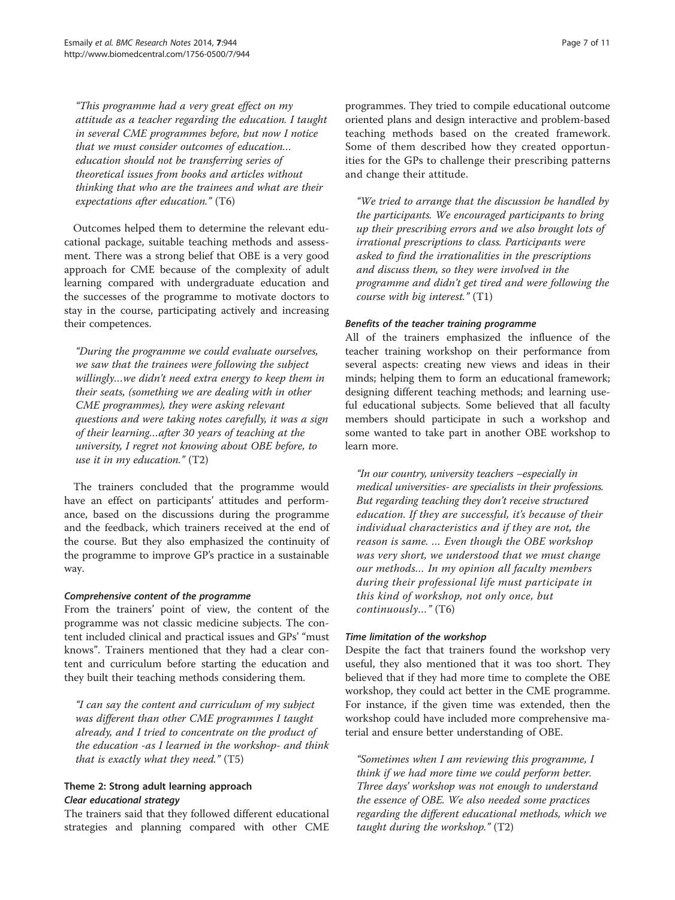*"This programme had a very great effect on my attitude as a teacher regarding the education. I taught in several CME programmes before, but now I notice that we must consider outcomes of education… education should not be transferring series of theoretical issues from books and articles without thinking that who are the trainees and what are their expectations after education."* (T6)

Outcomes helped them to determine the relevant educational package, suitable teaching methods and assessment. There was a strong belief that OBE is a very good approach for CME because of the complexity of adult learning compared with undergraduate education and the successes of the programme to motivate doctors to stay in the course, participating actively and increasing their competences.

*"During the programme we could evaluate ourselves, we saw that the trainees were following the subject willingly…we didn't need extra energy to keep them in their seats, (something we are dealing with in other CME programmes), they were asking relevant questions and were taking notes carefully, it was a sign of their learning…after 30 years of teaching at the university, I regret not knowing about OBE before, to use it in my education."* (T2)

The trainers concluded that the programme would have an effect on participants' attitudes and performance, based on the discussions during the programme and the feedback, which trainers received at the end of the course. But they also emphasized the continuity of the programme to improve GP's practice in a sustainable way.

#### *Comprehensive content of the programme*

From the trainers' point of view, the content of the programme was not classic medicine subjects. The content included clinical and practical issues and GPs' "must knows". Trainers mentioned that they had a clear content and curriculum before starting the education and they built their teaching methods considering them.

*"I can say the content and curriculum of my subject was different than other CME programmes I taught already, and I tried to concentrate on the product of the education -as I learned in the workshop- and think that is exactly what they need."* (T5)

### Theme 2: Strong adult learning approach

#### *Clear educational strategy*

The trainers said that they followed different educational strategies and planning compared with other CME programmes. They tried to compile educational outcome oriented plans and design interactive and problem-based teaching methods based on the created framework. Some of them described how they created opportunities for the GPs to challenge their prescribing patterns and change their attitude.

*"We tried to arrange that the discussion be handled by the participants. We encouraged participants to bring up their prescribing errors and we also brought lots of irrational prescriptions to class. Participants were asked to find the irrationalities in the prescriptions and discuss them, so they were involved in the programme and didn't get tired and were following the course with big interest."* (T1)

#### *Benefits of the teacher training programme*

All of the trainers emphasized the influence of the teacher training workshop on their performance from several aspects: creating new views and ideas in their minds; helping them to form an educational framework; designing different teaching methods; and learning useful educational subjects. Some believed that all faculty members should participate in such a workshop and some wanted to take part in another OBE workshop to learn more.

*"In our country, university teachers –especially in medical universities- are specialists in their professions. But regarding teaching they don't receive structured education. If they are successful, it's because of their individual characteristics and if they are not, the reason is same. … Even though the OBE workshop was very short, we understood that we must change our methods… In my opinion all faculty members during their professional life must participate in this kind of workshop, not only once, but continuously…"* (T6)

#### *Time limitation of the workshop*

Despite the fact that trainers found the workshop very useful, they also mentioned that it was too short. They believed that if they had more time to complete the OBE workshop, they could act better in the CME programme. For instance, if the given time was extended, then the workshop could have included more comprehensive material and ensure better understanding of OBE.

*"Sometimes when I am reviewing this programme, I think if we had more time we could perform better. Three days' workshop was not enough to understand the essence of OBE. We also needed some practices regarding the different educational methods, which we taught during the workshop."* (T2)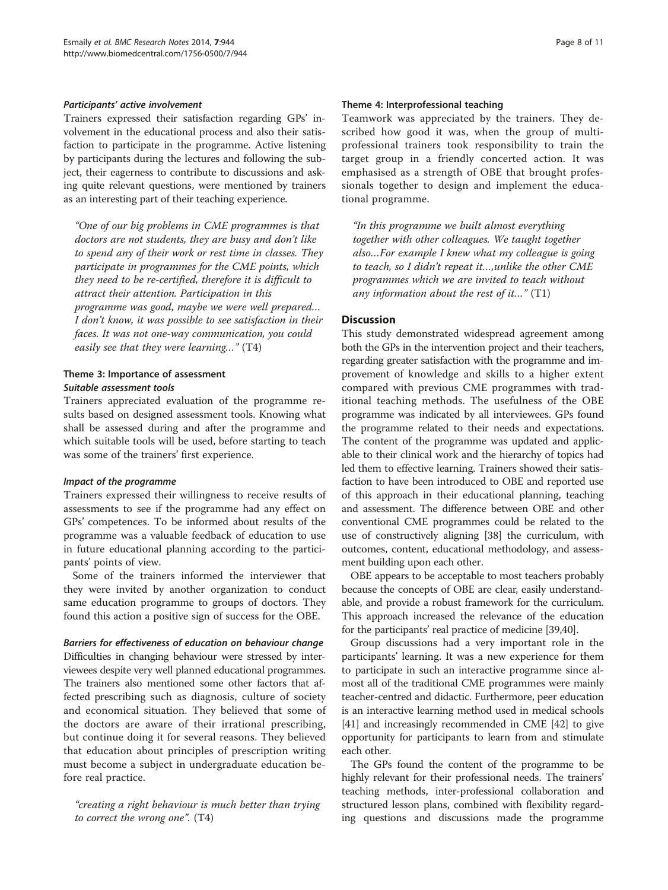#### *Participants' active involvement*

Trainers expressed their satisfaction regarding GPs' involvement in the educational process and also their satisfaction to participate in the programme. Active listening by participants during the lectures and following the subject, their eagerness to contribute to discussions and asking quite relevant questions, were mentioned by trainers as an interesting part of their teaching experience.

> *"One of our big problems in CME programmes is that doctors are not students, they are busy and don't like to spend any of their work or rest time in classes. They participate in programmes for the CME points, which they need to be re-certified, therefore it is difficult to attract their attention. Participation in this programme was good, maybe we were well prepared… I don't know, it was possible to see satisfaction in their faces. It was not one-way communication, you could easily see that they were learning…"* (T4)

### Theme 3: Importance of assessment

#### *Suitable assessment tools*

Trainers appreciated evaluation of the programme results based on designed assessment tools. Knowing what shall be assessed during and after the programme and which suitable tools will be used, before starting to teach was some of the trainers' first experience.

#### *Impact of the programme*

Trainers expressed their willingness to receive results of assessments to see if the programme had any effect on GPs' competences. To be informed about results of the programme was a valuable feedback of education to use in future educational planning according to the participants' points of view.

Some of the trainers informed the interviewer that they were invited by another organization to conduct same education programme to groups of doctors. They found this action a positive sign of success for the OBE.

#### *Barriers for effectiveness of education on behaviour change*

Difficulties in changing behaviour were stressed by interviewees despite very well planned educational programmes. The trainers also mentioned some other factors that affected prescribing such as diagnosis, culture of society and economical situation. They believed that some of the doctors are aware of their irrational prescribing, but continue doing it for several reasons. They believed that education about principles of prescription writing must become a subject in undergraduate education before real practice.

> *"creating a right behaviour is much better than trying to correct the wrong one".* (T4)

### Theme 4: Interprofessional teaching

Teamwork was appreciated by the trainers. They described how good it was, when the group of multi-professional trainers took responsibility to train the target group in a friendly concerted action. It was emphasised as a strength of OBE that brought professionals together to design and implement the educational programme.

> *"In this programme we built almost everything together with other colleagues. We taught together also…For example I knew what my colleague is going to teach, so I didn't repeat it…,unlike the other CME programmes which we are invited to teach without any information about the rest of it…"* (T1)

## Discussion

This study demonstrated widespread agreement among both the GPs in the intervention project and their teachers, regarding greater satisfaction with the programme and improvement of knowledge and skills to a higher extent compared with previous CME programmes with traditional teaching methods. The usefulness of the OBE programme was indicated by all interviewees. GPs found the programme related to their needs and expectations. The content of the programme was updated and applicable to their clinical work and the hierarchy of topics had led them to effective learning. Trainers showed their satisfaction to have been introduced to OBE and reported use of this approach in their educational planning, teaching and assessment. The difference between OBE and other conventional CME programmes could be related to the use of constructively aligning [38] the curriculum, with outcomes, content, educational methodology, and assessment building upon each other.

OBE appears to be acceptable to most teachers probably because the concepts of OBE are clear, easily understandable, and provide a robust framework for the curriculum. This approach increased the relevance of the education for the participants' real practice of medicine [39,40].

Group discussions had a very important role in the participants' learning. It was a new experience for them to participate in such an interactive programme since almost all of the traditional CME programmes were mainly teacher-centred and didactic. Furthermore, peer education is an interactive learning method used in medical schools [41] and increasingly recommended in CME [42] to give opportunity for participants to learn from and stimulate each other.

The GPs found the content of the programme to be highly relevant for their professional needs. The trainers' teaching methods, inter-professional collaboration and structured lesson plans, combined with flexibility regarding questions and discussions made the programme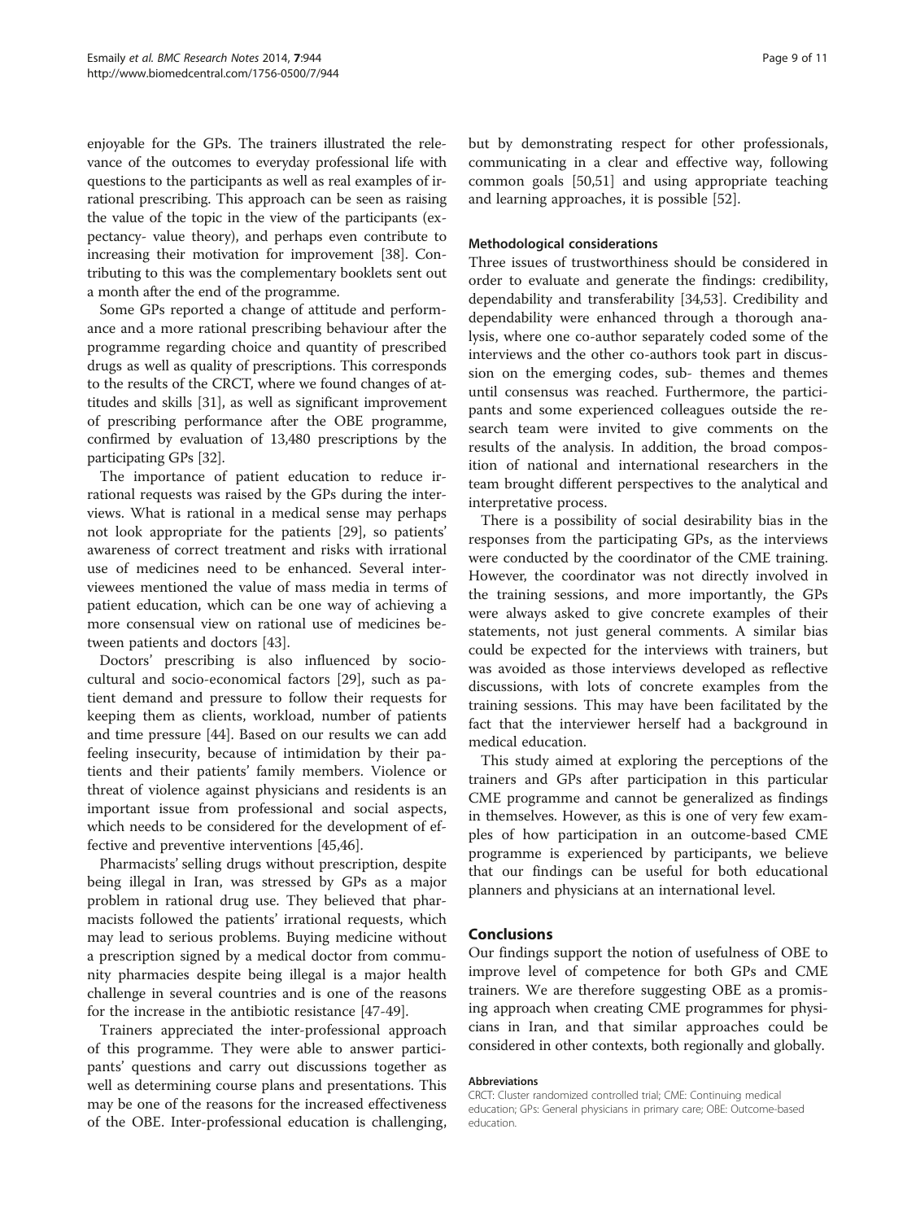enjoyable for the GPs. The trainers illustrated the relevance of the outcomes to everyday professional life with questions to the participants as well as real examples of irrational prescribing. This approach can be seen as raising the value of the topic in the view of the participants (expectancy- value theory), and perhaps even contribute to increasing their motivation for improvement [38]. Contributing to this was the complementary booklets sent out a month after the end of the programme.

Some GPs reported a change of attitude and performance and a more rational prescribing behaviour after the programme regarding choice and quantity of prescribed drugs as well as quality of prescriptions. This corresponds to the results of the CRCT, where we found changes of attitudes and skills [31], as well as significant improvement of prescribing performance after the OBE programme, confirmed by evaluation of 13,480 prescriptions by the participating GPs [32].

The importance of patient education to reduce irrational requests was raised by the GPs during the interviews. What is rational in a medical sense may perhaps not look appropriate for the patients [29], so patients' awareness of correct treatment and risks with irrational use of medicines need to be enhanced. Several interviewees mentioned the value of mass media in terms of patient education, which can be one way of achieving a more consensual view on rational use of medicines between patients and doctors [43].

Doctors' prescribing is also influenced by socio-cultural and socio-economical factors [29], such as patient demand and pressure to follow their requests for keeping them as clients, workload, number of patients and time pressure [44]. Based on our results we can add feeling insecurity, because of intimidation by their patients and their patients' family members. Violence or threat of violence against physicians and residents is an important issue from professional and social aspects, which needs to be considered for the development of effective and preventive interventions [45,46].

Pharmacists' selling drugs without prescription, despite being illegal in Iran, was stressed by GPs as a major problem in rational drug use. They believed that pharmacists followed the patients' irrational requests, which may lead to serious problems. Buying medicine without a prescription signed by a medical doctor from community pharmacies despite being illegal is a major health challenge in several countries and is one of the reasons for the increase in the antibiotic resistance [47-49].

Trainers appreciated the inter-professional approach of this programme. They were able to answer participants' questions and carry out discussions together as well as determining course plans and presentations. This may be one of the reasons for the increased effectiveness of the OBE. Inter-professional education is challenging, but by demonstrating respect for other professionals, communicating in a clear and effective way, following common goals [50,51] and using appropriate teaching and learning approaches, it is possible [52].

### Methodological considerations

Three issues of trustworthiness should be considered in order to evaluate and generate the findings: credibility, dependability and transferability [34,53]. Credibility and dependability were enhanced through a thorough analysis, where one co-author separately coded some of the interviews and the other co-authors took part in discussion on the emerging codes, sub- themes and themes until consensus was reached. Furthermore, the participants and some experienced colleagues outside the research team were invited to give comments on the results of the analysis. In addition, the broad composition of national and international researchers in the team brought different perspectives to the analytical and interpretative process.

There is a possibility of social desirability bias in the responses from the participating GPs, as the interviews were conducted by the coordinator of the CME training. However, the coordinator was not directly involved in the training sessions, and more importantly, the GPs were always asked to give concrete examples of their statements, not just general comments. A similar bias could be expected for the interviews with trainers, but was avoided as those interviews developed as reflective discussions, with lots of concrete examples from the training sessions. This may have been facilitated by the fact that the interviewer herself had a background in medical education.

This study aimed at exploring the perceptions of the trainers and GPs after participation in this particular CME programme and cannot be generalized as findings in themselves. However, as this is one of very few examples of how participation in an outcome-based CME programme is experienced by participants, we believe that our findings can be useful for both educational planners and physicians at an international level.

## Conclusions

Our findings support the notion of usefulness of OBE to improve level of competence for both GPs and CME trainers. We are therefore suggesting OBE as a promising approach when creating CME programmes for physicians in Iran, and that similar approaches could be considered in other contexts, both regionally and globally.

#### Abbreviations

CRCT: Cluster randomized controlled trial; CME: Continuing medical education; GPs: General physicians in primary care; OBE: Outcome-based education.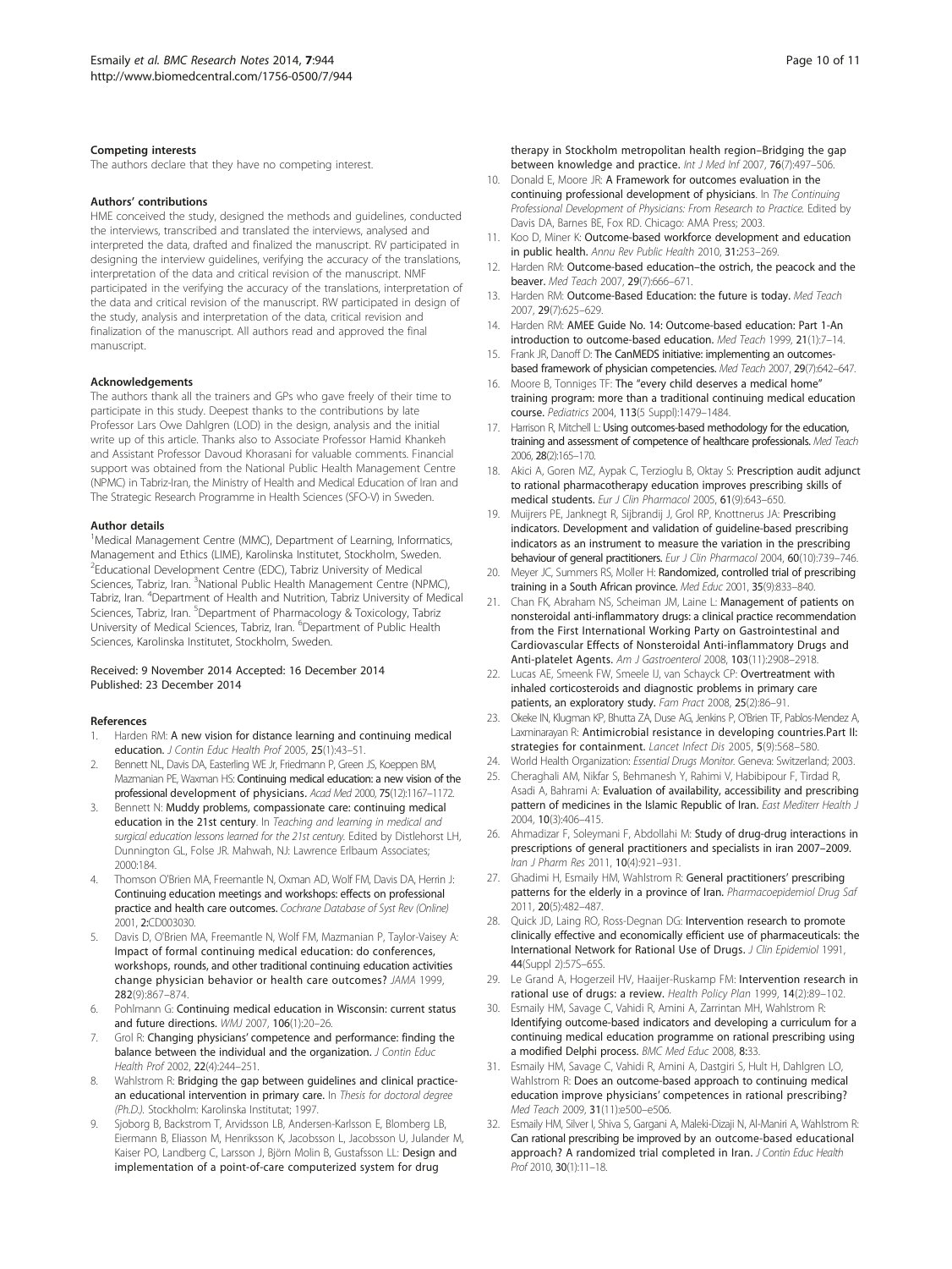### Competing interests

The authors declare that they have no competing interest.

### Authors' contributions

HME conceived the study, designed the methods and guidelines, conducted the interviews, transcribed and translated the interviews, analysed and interpreted the data, drafted and finalized the manuscript. RV participated in designing the interview guidelines, verifying the accuracy of the translations, interpretation of the data and critical revision of the manuscript. NMF participated in the verifying the accuracy of the translations, interpretation of the data and critical revision of the manuscript. RW participated in design of the study, analysis and interpretation of the data, critical revision and finalization of the manuscript. All authors read and approved the final manuscript.

### Acknowledgements

The authors thank all the trainers and GPs who gave freely of their time to participate in this study. Deepest thanks to the contributions by late Professor Lars Owe Dahlgren (LOD) in the design, analysis and the initial write up of this article. Thanks also to Associate Professor Hamid Khankeh and Assistant Professor Davoud Khorasani for valuable comments. Financial support was obtained from the National Public Health Management Centre (NPMC) in Tabriz-Iran, the Ministry of Health and Medical Education of Iran and The Strategic Research Programme in Health Sciences (SFO-V) in Sweden.

### Author details

[1]Medical Management Centre (MMC), Department of Learning, Informatics, Management and Ethics (LIME), Karolinska Institutet, Stockholm, Sweden. [2]Educational Development Centre (EDC), Tabriz University of Medical Sciences, Tabriz, Iran. [3]National Public Health Management Centre (NPMC), Tabriz, Iran. [4]Department of Health and Nutrition, Tabriz University of Medical Sciences, Tabriz, Iran. [5]Department of Pharmacology & Toxicology, Tabriz University of Medical Sciences, Tabriz, Iran. [6]Department of Public Health Sciences, Karolinska Institutet, Stockholm, Sweden.

Received: 9 November 2014 Accepted: 16 December 2014
Published: 23 December 2014

### References

1. Harden RM: **A new vision for distance learning and continuing medical education.** *J Contin Educ Health Prof* 2005, **25**(1):43–51.
2. Bennett NL, Davis DA, Easterling WE Jr, Friedmann P, Green JS, Koeppen BM, Mazmanian PE, Waxman HS: **Continuing medical education: a new vision of the professional development of physicians.** *Acad Med* 2000, **75**(12):1167–1172.
3. Bennett N: **Muddy problems, compassionate care: continuing medical education in the 21st century.** In *Teaching and learning in medical and surgical education lessons learned for the 21st century.* Edited by Distlehorst LH, Dunnington GL, Folse JR. Mahwah, NJ: Lawrence Erlbaum Associates; 2000:184.
4. Thomson O'Brien MA, Freemantle N, Oxman AD, Wolf FM, Davis DA, Herrin J: **Continuing education meetings and workshops: effects on professional practice and health care outcomes.** *Cochrane Database of Syst Rev (Online)* 2001, **2**:CD003030.
5. Davis D, O'Brien MA, Freemantle N, Wolf FM, Mazmanian P, Taylor-Vaisey A: **Impact of formal continuing medical education: do conferences, workshops, rounds, and other traditional continuing education activities change physician behavior or health care outcomes?** *JAMA* 1999, **282**(9):867–874.
6. Pohlmann G: **Continuing medical education in Wisconsin: current status and future directions.** *WMJ* 2007, **106**(1):20–26.
7. Grol R: **Changing physicians' competence and performance: finding the balance between the individual and the organization.** *J Contin Educ Health Prof* 2002, **22**(4):244–251.
8. Wahlstrom R: **Bridging the gap between guidelines and clinical practice-an educational intervention in primary care.** In *Thesis for doctoral degree (Ph.D.).* Stockholm: Karolinska Institutat; 1997.
9. Sjoborg B, Backstrom T, Arvidsson LB, Andersen-Karlsson E, Blomberg LB, Eiermann B, Eliasson M, Henriksson K, Jacobsson L, Jacobsson U, Julander M, Kaiser PO, Landberg C, Larsson J, Björn Molin B, Gustafsson LL: **Design and implementation of a point-of-care computerized system for drug therapy in Stockholm metropolitan health region–Bridging the gap between knowledge and practice.** *Int J Med Inf* 2007, **76**(7):497–506.
10. Donald E, Moore JR: **A Framework for outcomes evaluation in the continuing professional development of physicians.** In *The Continuing Professional Development of Physicians: From Research to Practice.* Edited by Davis DA, Barnes BE, Fox RD. Chicago: AMA Press; 2003.
11. Koo D, Miner K: **Outcome-based workforce development and education in public health.** *Annu Rev Public Health* 2010, **31**:253–269.
12. Harden RM: **Outcome-based education–the ostrich, the peacock and the beaver.** *Med Teach* 2007, **29**(7):666–671.
13. Harden RM: **Outcome-Based Education: the future is today.** *Med Teach* 2007, **29**(7):625–629.
14. Harden RM: **AMEE Guide No. 14: Outcome-based education: Part 1-An introduction to outcome-based education.** *Med Teach* 1999, **21**(1):7–14.
15. Frank JR, Danoff D: **The CanMEDS initiative: implementing an outcomes-based framework of physician competencies.** *Med Teach* 2007, **29**(7):642–647.
16. Moore B, Tonniges TF: **The "every child deserves a medical home" training program: more than a traditional continuing medical education course.** *Pediatrics* 2004, **113**(5 Suppl):1479–1484.
17. Harrison R, Mitchell L: **Using outcomes-based methodology for the education, training and assessment of competence of healthcare professionals.** *Med Teach* 2006, **28**(2):165–170.
18. Akici A, Goren MZ, Aypak C, Terzioglu B, Oktay S: **Prescription audit adjunct to rational pharmacotherapy education improves prescribing skills of medical students.** *Eur J Clin Pharmacol* 2005, **61**(9):643–650.
19. Muijrers PE, Janknegt R, Sijbrandij J, Grol RP, Knottnerus JA: **Prescribing indicators. Development and validation of guideline-based prescribing indicators as an instrument to measure the variation in the prescribing behaviour of general practitioners.** *Eur J Clin Pharmacol* 2004, **60**(10):739–746.
20. Meyer JC, Summers RS, Moller H: **Randomized, controlled trial of prescribing training in a South African province.** *Med Educ* 2001, **35**(9):833–840.
21. Chan FK, Abraham NS, Scheiman JM, Laine L: **Management of patients on nonsteroidal anti-inflammatory drugs: a clinical practice recommendation from the First International Working Party on Gastrointestinal and Cardiovascular Effects of Nonsteroidal Anti-inflammatory Drugs and Anti-platelet Agents.** *Am J Gastroenterol* 2008, **103**(11):2908–2918.
22. Lucas AE, Smeenk FW, Smeele IJ, van Schayck CP: **Overtreatment with inhaled corticosteroids and diagnostic problems in primary care patients, an exploratory study.** *Fam Pract* 2008, **25**(2):86–91.
23. Okeke IN, Klugman KP, Bhutta ZA, Duse AG, Jenkins P, O'Brien TF, Pablos-Mendez A, Laxminarayan R: **Antimicrobial resistance in developing countries.Part II: strategies for containment.** *Lancet Infect Dis* 2005, **5**(9):568–580.
24. World Health Organization: *Essential Drugs Monitor.* Geneva: Switzerland; 2003.
25. Cheraghali AM, Nikfar S, Behmanesh Y, Rahimi V, Habibipour F, Tirdad R, Asadi A, Bahrami A: **Evaluation of availability, accessibility and prescribing pattern of medicines in the Islamic Republic of Iran.** *East Mediterr Health J* 2004, **10**(3):406–415.
26. Ahmadizar F, Soleymani F, Abdollahi M: **Study of drug-drug interactions in prescriptions of general practitioners and specialists in iran 2007–2009.** *Iran J Pharm Res* 2011, **10**(4):921–931.
27. Ghadimi H, Esmaily HM, Wahlstrom R: **General practitioners' prescribing patterns for the elderly in a province of Iran.** *Pharmacoepidemiol Drug Saf* 2011, **20**(5):482–487.
28. Quick JD, Laing RO, Ross-Degnan DG: **Intervention research to promote clinically effective and economically efficient use of pharmaceuticals: the International Network for Rational Use of Drugs.** *J Clin Epidemiol* 1991, **44**(Suppl 2):57S–65S.
29. Le Grand A, Hogerzeil HV, Haaijer-Ruskamp FM: **Intervention research in rational use of drugs: a review.** *Health Policy Plan* 1999, **14**(2):89–102.
30. Esmaily HM, Savage C, Vahidi R, Amini A, Zarrintan MH, Wahlstrom R: **Identifying outcome-based indicators and developing a curriculum for a continuing medical education programme on rational prescribing using a modified Delphi process.** *BMC Med Educ* 2008, **8**:33.
31. Esmaily HM, Savage C, Vahidi R, Amini A, Dastgiri S, Hult H, Dahlgren LO, Wahlstrom R: **Does an outcome-based approach to continuing medical education improve physicians' competences in rational prescribing?** *Med Teach* 2009, **31**(11):e500–e506.
32. Esmaily HM, Silver I, Shiva S, Gargani A, Maleki-Dizaji N, Al-Maniri A, Wahlstrom R: **Can rational prescribing be improved by an outcome-based educational approach? A randomized trial completed in Iran.** *J Contin Educ Health Prof* 2010, **30**(1):11–18.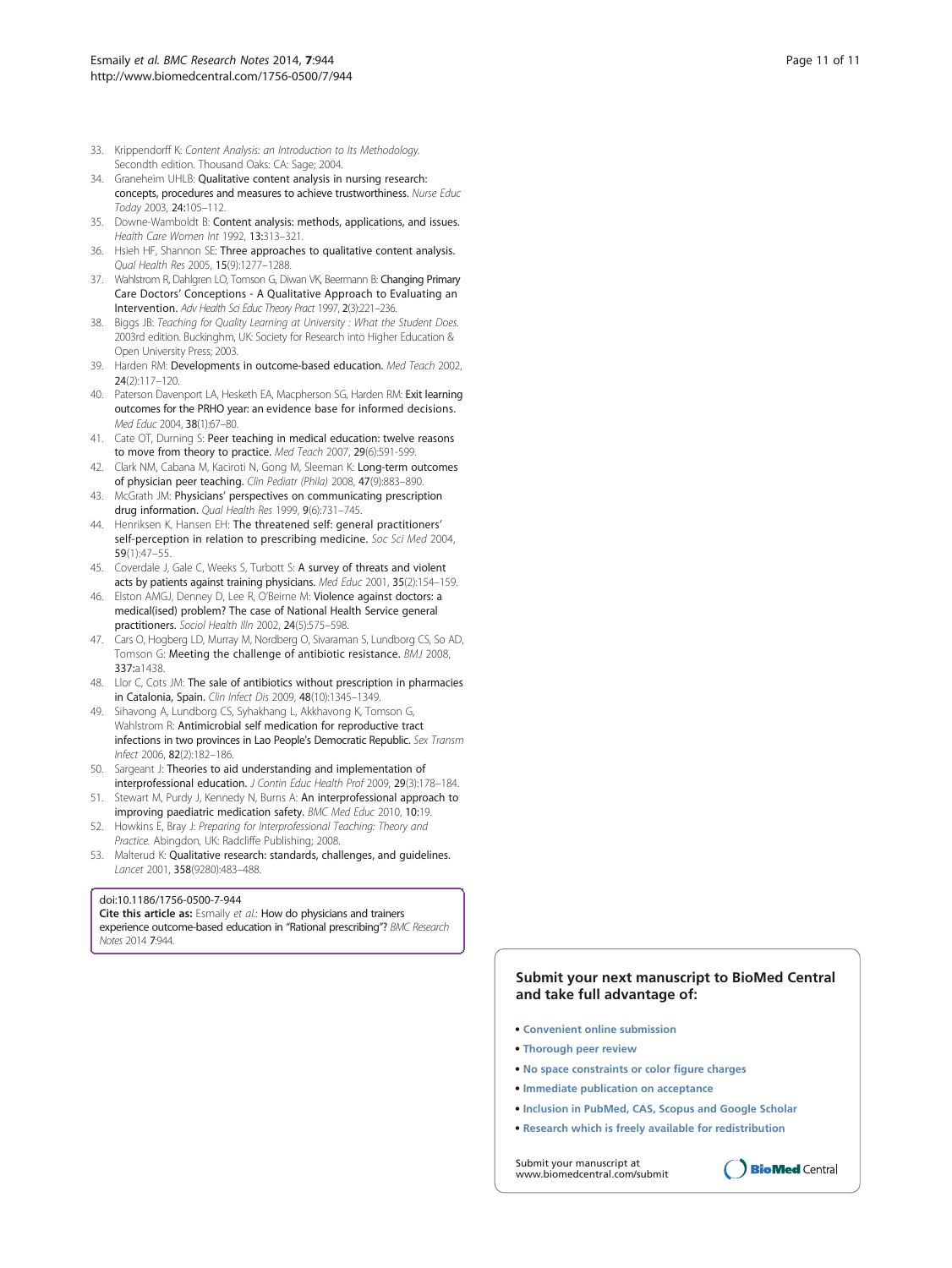33. Krippendorff K: *Content Analysis: an Introduction to Its Methodology.* Secondth edition. Thousand Oaks: CA: Sage; 2004.
34. Graneheim UHLB: **Qualitative content analysis in nursing research: concepts, procedures and measures to achieve trustworthiness.** *Nurse Educ Today* 2003, **24:**105–112.
35. Downe-Wamboldt B: **Content analysis: methods, applications, and issues.** *Health Care Women Int* 1992, **13:**313–321.
36. Hsieh HF, Shannon SE: **Three approaches to qualitative content analysis.** *Qual Health Res* 2005, **15**(9):1277–1288.
37. Wahlstrom R, Dahlgren LO, Tomson G, Diwan VK, Beermann B: **Changing Primary Care Doctors' Conceptions - A Qualitative Approach to Evaluating an Intervention.** *Adv Health Sci Educ Theory Pract* 1997, **2**(3):221–236.
38. Biggs JB: *Teaching for Quality Learning at University : What the Student Does.* 2003rd edition. Buckinghm, UK: Society for Research into Higher Education & Open University Press; 2003.
39. Harden RM: **Developments in outcome-based education.** *Med Teach* 2002, **24**(2):117–120.
40. Paterson Davenport LA, Hesketh EA, Macpherson SG, Harden RM: **Exit learning outcomes for the PRHO year: an evidence base for informed decisions.** *Med Educ* 2004, **38**(1):67–80.
41. Cate OT, Durning S: **Peer teaching in medical education: twelve reasons to move from theory to practice.** *Med Teach* 2007, **29**(6):591-599.
42. Clark NM, Cabana M, Kaciroti N, Gong M, Sleeman K: **Long-term outcomes of physician peer teaching.** *Clin Pediatr (Phila)* 2008, **47**(9):883–890.
43. McGrath JM: **Physicians' perspectives on communicating prescription drug information.** *Qual Health Res* 1999, **9**(6):731–745.
44. Henriksen K, Hansen EH: **The threatened self: general practitioners' self-perception in relation to prescribing medicine.** *Soc Sci Med* 2004, **59**(1):47–55.
45. Coverdale J, Gale C, Weeks S, Turbott S: **A survey of threats and violent acts by patients against training physicians.** *Med Educ* 2001, **35**(2):154–159.
46. Elston AMGJ, Denney D, Lee R, O'Beirne M: **Violence against doctors: a medical(ised) problem? The case of National Health Service general practitioners.** *Sociol Health Illn* 2002, **24**(5):575–598.
47. Cars O, Hogberg LD, Murray M, Nordberg O, Sivaraman S, Lundborg CS, So AD, Tomson G: **Meeting the challenge of antibiotic resistance.** *BMJ* 2008, **337:**a1438.
48. Llor C, Cots JM: **The sale of antibiotics without prescription in pharmacies in Catalonia, Spain.** *Clin Infect Dis* 2009, **48**(10):1345–1349.
49. Sihavong A, Lundborg CS, Syhakhang L, Akkhavong K, Tomson G, Wahlstrom R: **Antimicrobial self medication for reproductive tract infections in two provinces in Lao People's Democratic Republic.** *Sex Transm Infect* 2006, **82**(2):182–186.
50. Sargeant J: **Theories to aid understanding and implementation of interprofessional education.** *J Contin Educ Health Prof* 2009, **29**(3):178–184.
51. Stewart M, Purdy J, Kennedy N, Burns A: **An interprofessional approach to improving paediatric medication safety.** *BMC Med Educ* 2010, **10:**19.
52. Howkins E, Bray J: *Preparing for Interprofessional Teaching: Theory and Practice.* Abingdon, UK: Radcliffe Publishing; 2008.
53. Malterud K: **Qualitative research: standards, challenges, and guidelines.** *Lancet* 2001, **358**(9280):483–488.

doi:10.1186/1756-0500-7-944
**Cite this article as:** Esmaily *et al.*: How do physicians and trainers experience outcome-based education in "Rational prescribing"? *BMC Research Notes* 2014 **7**:944.

**Submit your next manuscript to BioMed Central and take full advantage of:**

- **Convenient online submission**
- **Thorough peer review**
- **No space constraints or color figure charges**
- **Immediate publication on acceptance**
- **Inclusion in PubMed, CAS, Scopus and Google Scholar**
- **Research which is freely available for redistribution**

Submit your manuscript at www.biomedcentral.com/submit

BioMed Central